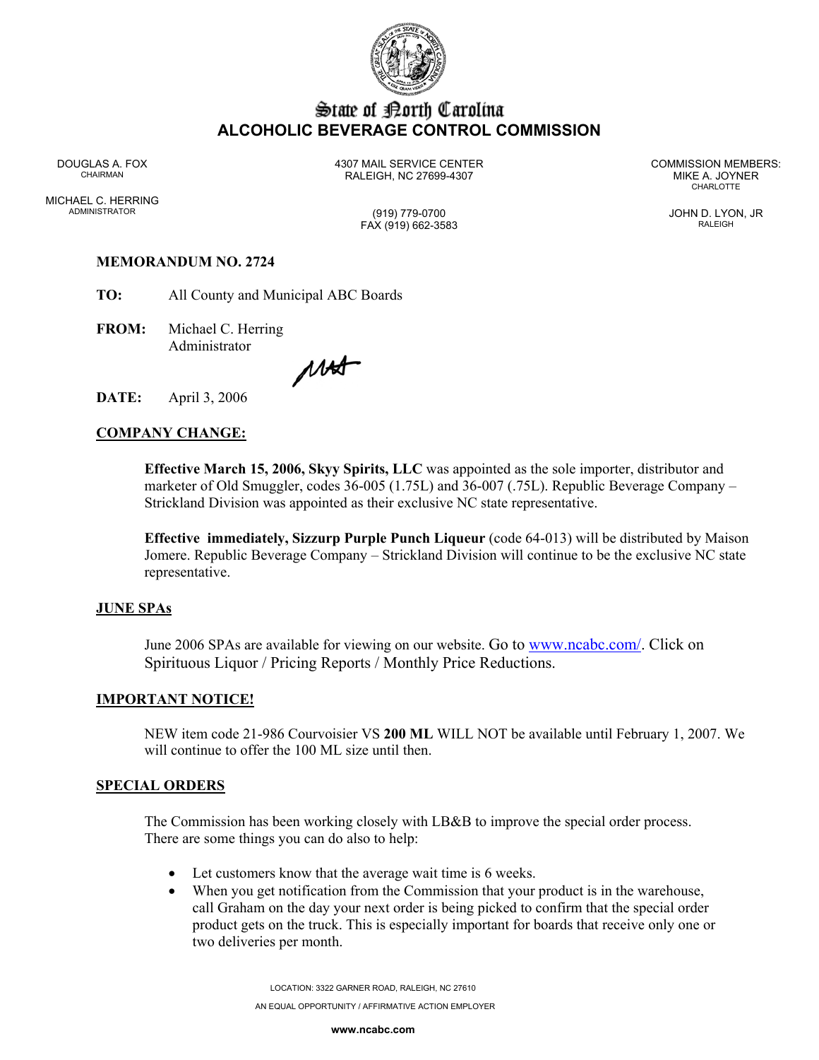# State of North Carolina
## ALCOHOLIC BEVERAGE CONTROL COMMISSION

DOUGLAS A. FOX
CHAIRMAN

MICHAEL C. HERRING
ADMINISTRATOR

4307 MAIL SERVICE CENTER
RALEIGH, NC 27699-4307

(919) 779-0700
FAX (919) 662-3583

COMMISSION MEMBERS:
MIKE A. JOYNER
CHARLOTTE

JOHN D. LYON, JR
RALEIGH

**MEMORANDUM NO. 2724**

**TO:** All County and Municipal ABC Boards

**FROM:** Michael C. Herring
Administrator

**DATE:** April 3, 2006

**COMPANY CHANGE:**

**Effective March 15, 2006, Skyy Spirits, LLC** was appointed as the sole importer, distributor and marketer of Old Smuggler, codes 36-005 (1.75L) and 36-007 (.75L). Republic Beverage Company – Strickland Division was appointed as their exclusive NC state representative.

**Effective immediately, Sizzurp Purple Punch Liqueur** (code 64-013) will be distributed by Maison Jomere. Republic Beverage Company – Strickland Division will continue to be the exclusive NC state representative.

**JUNE SPAs**

June 2006 SPAs are available for viewing on our website. Go to www.ncabc.com/. Click on Spirituous Liquor / Pricing Reports / Monthly Price Reductions.

**IMPORTANT NOTICE!**

NEW item code 21-986 Courvoisier VS **200 ML** WILL NOT be available until February 1, 2007. We will continue to offer the 100 ML size until then.

**SPECIAL ORDERS**

The Commission has been working closely with LB&B to improve the special order process. There are some things you can do also to help:

- Let customers know that the average wait time is 6 weeks.
- When you get notification from the Commission that your product is in the warehouse, call Graham on the day your next order is being picked to confirm that the special order product gets on the truck. This is especially important for boards that receive only one or two deliveries per month.

LOCATION: 3322 GARNER ROAD, RALEIGH, NC 27610
AN EQUAL OPPORTUNITY / AFFIRMATIVE ACTION EMPLOYER
**www.ncabc.com**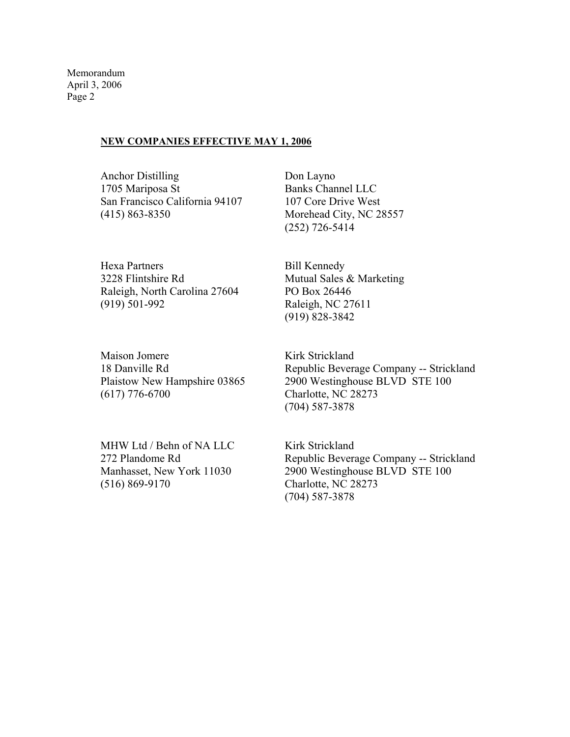**NEW COMPANIES EFFECTIVE MAY 1, 2006**

| | |
|---|---|
| Anchor Distilling<br>1705 Mariposa St<br>San Francisco California 94107<br>(415) 863-8350 | Don Layno<br>Banks Channel LLC<br>107 Core Drive West<br>Morehead City, NC 28557<br>(252) 726-5414 |
| Hexa Partners<br>3228 Flintshire Rd<br>Raleigh, North Carolina 27604<br>(919) 501-992 | Bill Kennedy<br>Mutual Sales & Marketing<br>PO Box 26446<br>Raleigh, NC 27611<br>(919) 828-3842 |
| Maison Jomere<br>18 Danville Rd<br>Plaistow New Hampshire 03865<br>(617) 776-6700 | Kirk Strickland<br>Republic Beverage Company -- Strickland<br>2900 Westinghouse BLVD STE 100<br>Charlotte, NC 28273<br>(704) 587-3878 |
| MHW Ltd / Behn of NA LLC<br>272 Plandome Rd<br>Manhasset, New York 11030<br>(516) 869-9170 | Kirk Strickland<br>Republic Beverage Company -- Strickland<br>2900 Westinghouse BLVD STE 100<br>Charlotte, NC 28273<br>(704) 587-3878 |